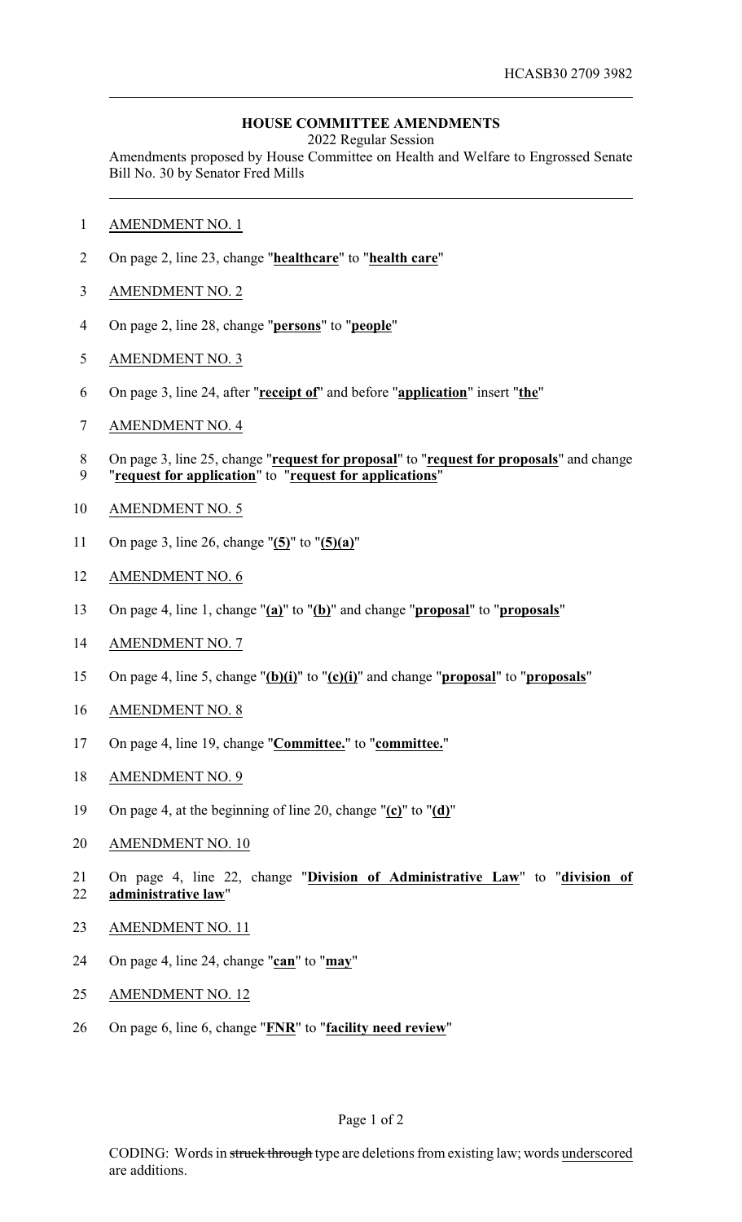HCASB30 2709 3982

## HOUSE COMMITTEE AMENDMENTS

2022 Regular Session

Amendments proposed by House Committee on Health and Welfare to Engrossed Senate Bill No. 30 by Senator Fred Mills

AMENDMENT NO. 1

On page 2, line 23, change "**healthcare**" to "**health care**"

AMENDMENT NO. 2

On page 2, line 28, change "**persons**" to "**people**"

AMENDMENT NO. 3

On page 3, line 24, after "**receipt of**" and before "**application**" insert "**the**"

AMENDMENT NO. 4

On page 3, line 25, change "**request for proposal**" to "**request for proposals**" and change "**request for application**" to "**request for applications**"

AMENDMENT NO. 5

On page 3, line 26, change "**(5)**" to "**(5)(a)**"

AMENDMENT NO. 6

On page 4, line 1, change "**(a)**" to "**(b)**" and change "**proposal**" to "**proposals**"

AMENDMENT NO. 7

On page 4, line 5, change "**(b)(i)**" to "**(c)(i)**" and change "**proposal**" to "**proposals**"

AMENDMENT NO. 8

On page 4, line 19, change "**Committee.**" to "**committee.**"

AMENDMENT NO. 9

On page 4, at the beginning of line 20, change "**(c)**" to "**(d)**"

AMENDMENT NO. 10

On page 4, line 22, change "**Division of Administrative Law**" to "**division of administrative law**"

AMENDMENT NO. 11

On page 4, line 24, change "**can**" to "**may**"

AMENDMENT NO. 12

On page 6, line 6, change "**FNR**" to "**facility need review**"

CODING: Words in ~~struck through~~ type are deletions from existing law; words underscored are additions.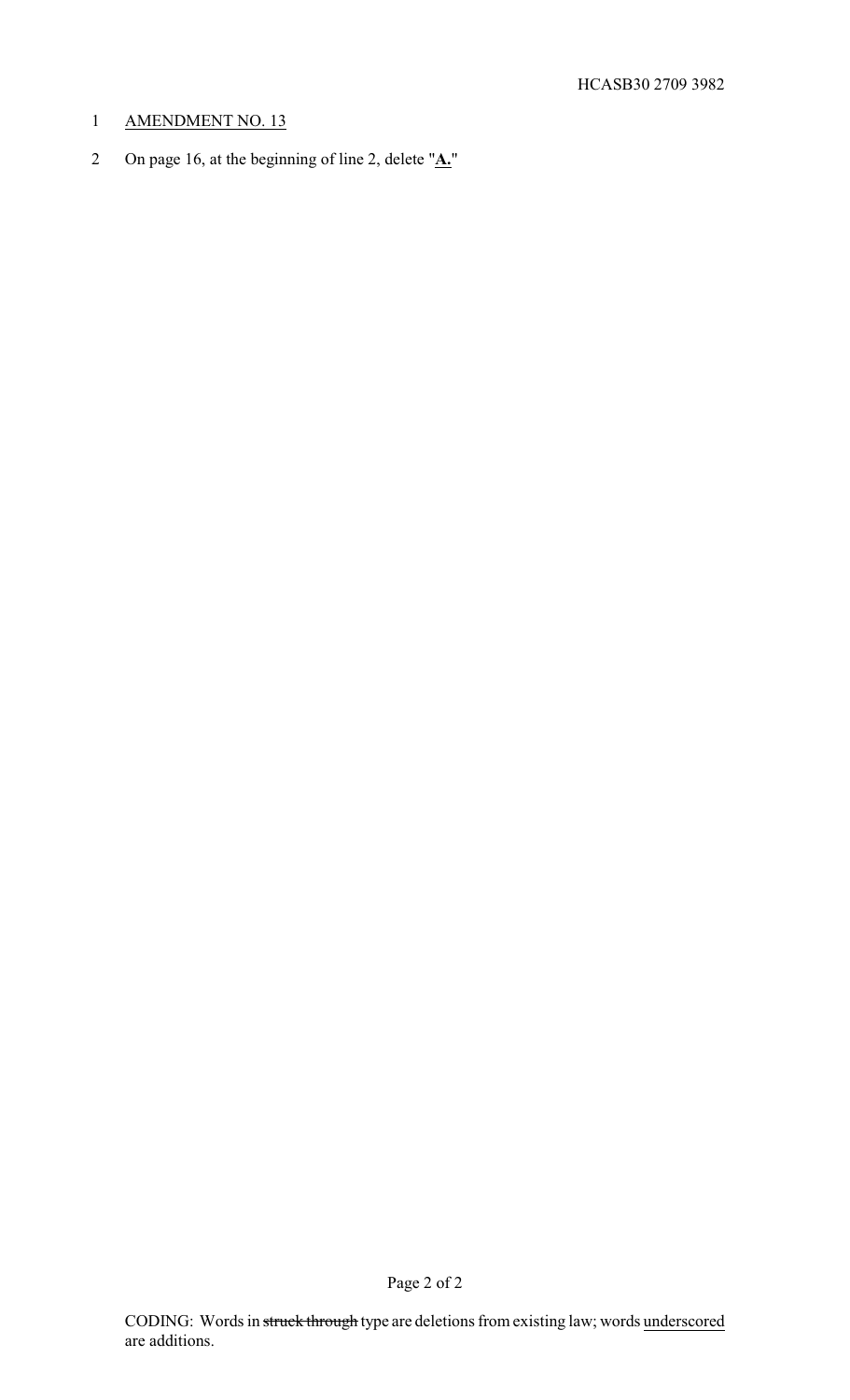AMENDMENT NO. 13

On page 16, at the beginning of line 2, delete "**A.**"

CODING: Words in ~~struck through~~ type are deletions from existing law; words underscored are additions.